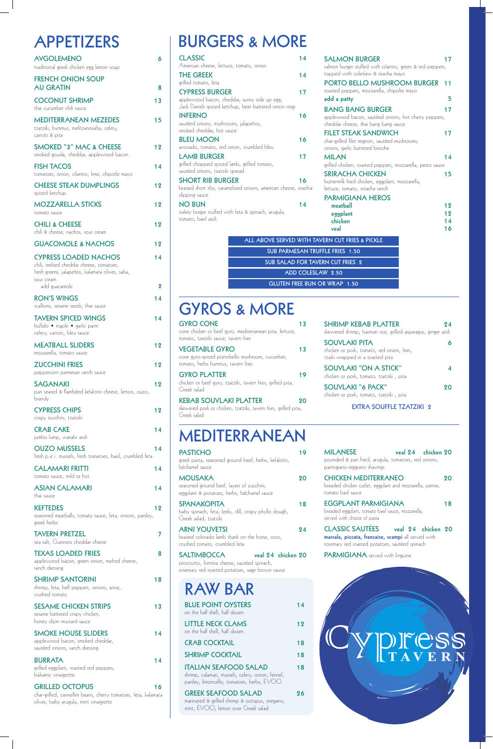# APPETIZERS

**AVGOLEMENO** 6
traditional greek chicken egg lemon soup

**FRENCH ONION SOUP AU GRATIN** 8

**COCONUT SHRIMP** 13
thai cucumber chili sauce

**MEDITERRANEAN MEZEDES** 15
tzatziki, hummus, melitzanosalta, celery, carrots & pita

**SMOKED "3" MAC & CHEESE** 12
smoked gouda, cheddar, applewood bacon

**FISH TACOS** 14
tomatoes, onion, cilantro, lime, chipotle mayo

**CHEESE STEAK DUMPLINGS** 12
spiced ketchup

**MOZZARELLA STICKS** 12
tomato sauce

**CHILI & CHEESE** 12
chili & cheese, nachos, sour cream

**GUACOMOLE & NACHOS** 12

**CYPRESS LOADED NACHOS** 14
chili, melted cheddar cheese, tomatoes, fresh greens, jalapeños, kalamata olives, salsa, sour cream
add guacamole 2

**RON'S WINGS** 14
scallions, sesame seeds, thai sauce

**TAVERN SPICED WINGS** 14
buffalo • maple • garlic parm
celery, carrots, bleu sauce

**MEATBALL SLIDERS** 12
mozzarella, tomato sauce

**ZUCCHINI FRIES** 12
peppercorn parmesan ranch sauce

**SAGANAKI** 12
pan seared & flambéed kefalotiri cheese, lemon, ouzo, brandy

**CYPRESS CHIPS** 12
crispy zucchini, tzatziki

**CRAB CAKE** 14
jumbo lump, wasabi aioli

**OUZO MUSSELS** 14
fresh p.e.i. mussels, fresh tomatoes, basil, crumbled feta

**CALAMARI FRITTI** 14
tomato sauce, mild or hot

**ASIAN CALAMARI** 14
thai sauce

**KEFTEDES** 12
seasoned meatballs, tomato sauce, feta, onions, parsley, greek herbs

**TAVERN PRETZEL** 7
sea salt, Guinness cheddar cheese

**TEXAS LOADED FRIES** 8
applewood bacon, green onion, melted cheese, ranch dressing

**SHRIMP SANTORINI** 18
shrimp, feta, bell peppers, onions, anise, crushed tomato

**SESAME CHICKEN STRIPS** 13
sesame battered crispy chicken, honey dijon mustard sauce

**SMOKE HOUSE SLIDERS** 14
applewood bacon, smoked cheddar, sautéed onions, ranch dressing

**BURRATA** 14
grilled eggplant, roasted red peppers, balsamic vinaigrette

**GRILLED OCTOPUS** 16
char-grilled, cannellini beans, cherry tomatoes, feta, kalamata olives, baby arugula, mint vinaigrette

# BURGERS & MORE

**CLASSIC** 14
American cheese, lettuce, tomato, onion

**THE GREEK** 14
grilled tomato, feta

**CYPRESS BURGER** 17
applewood bacon, cheddar, sunny side up egg, Jack Daniels spiced ketchup, beer battered onion rings

**INFERNO** 16
sautéed onions, mushrooms, jalapeños, smoked cheddar, hot sauce

**BLEU MOON** 16
avocado, tomato, red onion, crumbled bleu

**LAMB BURGER** 17
grilled chopped spiced lamb, grilled tomato, sautéed onions, tzatziki spread

**SHORT RIB BURGER** 16
braised short ribs, caramelized onions, american cheese, sirachia dipping sauce

**NO BUN** 14
turkey burger stuffed with feta & spinach, arugula, tomato, basil aioli

**SALMON BURGER** 17
salmon burger stuffed with cilantro, green & red peppers, topped with coleslaw & siracha mayo

**PORTO BELLO MUSHROOM BURGER** 11
roasted peppers, mozzarella, chipotle mayo

**add a patty** 5

**BANG BANG BURGER** 17
applewood bacon, sautéed onions, hot cherry peppers, cheddar cheese, thai bang bang sauce

**FILET STEAK SANDWICH** 17
char-grilled filet mignon, sautéed mushrooms, onions, garlic buttered brioche

**MILAN** 14
grilled chicken, roasted peppers, mozzarella, pesto sauce

**SRIRACHA CHICKEN** 15
buttermilk fried chicken, eggplant, mozzarella, lettuce, tomato, sriracha ranch

**PARMIGIANA HEROS**
meatball 12
eggplant 12
chicken 14
veal 16

ALL ABOVE SERVED WITH TAVERN CUT FRIES & PICKLE
SUB PARMESAN TRUFFLE FRIES 1.50
SUB SALAD FOR TAVERN CUT FRIES 2
ADD COLESLAW 2.50
GLUTEN FREE BUN OR WRAP 1.50

# GYROS & MORE

**GYRO CONE** 13
cone chicken or beef gyro, mediterranean pita, lettuce, tomato, tzatziki sauce, tavern fries

**VEGETABLE GYRO** 13
cone gyro-spiced portobello mushroom, cucumber, tomato, herbs hummus, tavern fries

**GYRO PLATTER** 19
chicken or beef gyro, tzatziki, tavern fries, grilled pita, Greek salad

**KEBAB SOUVLAKI PLATTER** 20
skewered pork or chicken, tzatziki, tavern fries, grilled pita, Greek salad

**SHRIMP KEBAB PLATTER** 24
skewered shrimp, basmati rice, grilled asparagus, ginger aioli

**SOUVLAKI PITA** 6
chicken or pork, tomato, red onion, fries, tzaiki wrapped in a toasted pita

**SOUVLAKI "ON A STICK"** 4
chicken or pork, tomato, tzatziki , pita

**SOUVLAKI "6 PACK"** 20
chicken or pork, tomato, tzatziki , pita

EXTRA SOUFFLE TZATZIKI 2

# MEDITERRANEAN

**PASTICHO** 19
greek pasta, seasoned ground beef, herbs, kefalotiri, béchamel sauce

**MOUSAKA** 20
seasoned ground beef, layers of zucchini, eggplant & potatoes, herbs, béchamel sauce

**SPANAKOPITA** 18
baby spinach, feta, leeks, dill, crispy phyllo dough, Greek salad, tzatziki

**ARNI YOUVETSI** 24
braised colorado lamb shank on the bone, orzo, crushed tomato, crumbled feta

**SALTIMBOCCA** veal 24 chicken 20
prosciutto, fontina cheese, sautéed spinach, rosemary red roasted potatoes, sage brown sauce

**MILANESE** veal 24 chicken 20
pounded & pan fried, arugula, tomatoes, red onions, parmigiano-reggiano shavings

**CHICKEN MEDITERRANEO** 20
breaded chicken cutlet, eggplant and mozzarella, penne, tomato basil sauce

**EGGPLANT PARMIGIANA** 18
breaded eggplant, tomato basil sauce, mozzarella, served with choice of pasta

**CLASSIC SAUTÉES** veal 24 chicken 20
**marsala, piccata, francaise, scampi** all served with rosemary red roasted potatoes, sautéed spinach

**PARMIGIANA** served with linguine

# RAW BAR

**BLUE POINT OYSTERS** 14
on the half shell, half dozen

**LITTLE NECK CLAMS** 12
on the half shell, half dozen

**CRAB COCKTAIL** 18

**SHRIMP COCKTAIL** 18

**ITALIAN SEAFOOD SALAD** 18
shrimp, calamari, mussels, celery, onion, fennel, parsley, limoncello, tomatoes, herbs, EVOO

**GREEK SEAFOOD SALAD** 26
marinated & grilled shrimp & octopus, oregano, mint, EVOO, lemon over Greek salad

Cypress TAVERN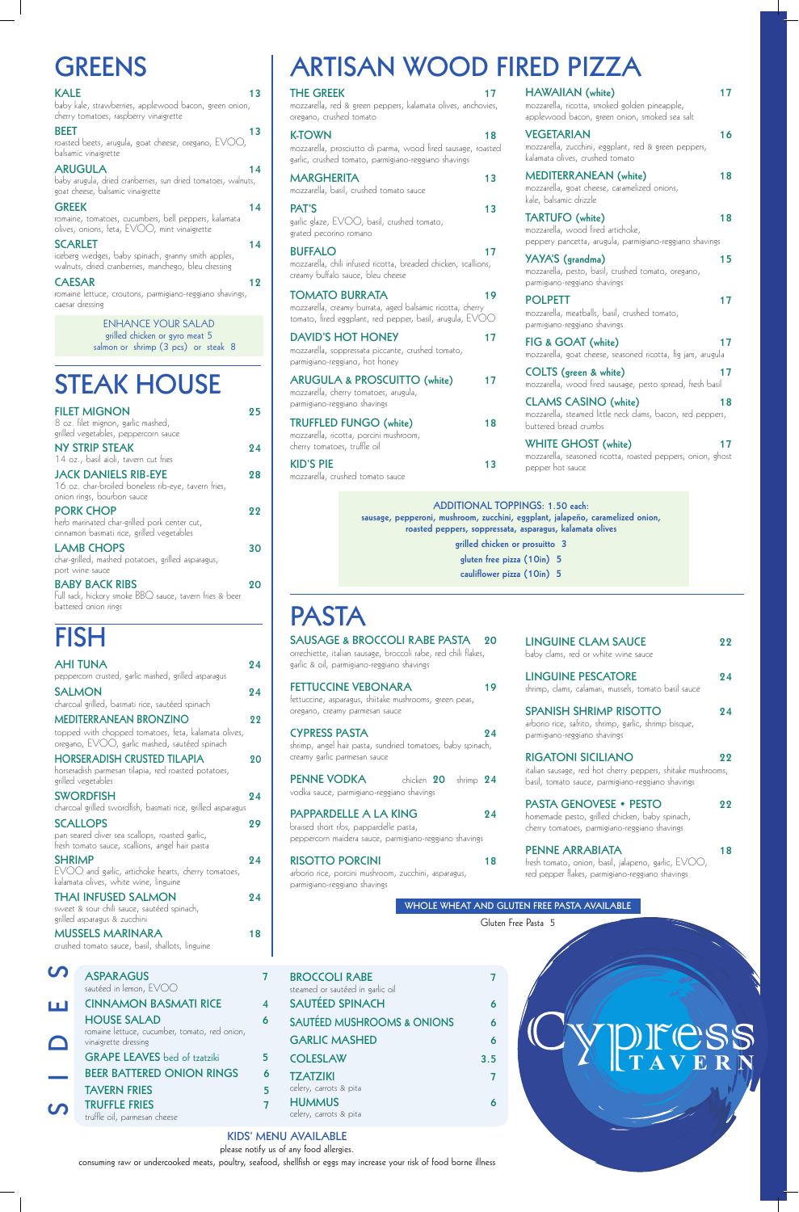# GREENS

**KALE** 13
baby kale, strawberries, applewood bacon, green onion, cherry tomatoes, raspberry vinaigrette

**BEET** 13
roasted beets, arugula, goat cheese, oregano, EVOO, balsamic vinaigrette

**ARUGULA** 14
baby arugula, dried cranberries, sun dried tomatoes, walnuts, goat cheese, balsamic vinaigrette

**GREEK** 14
romaine, tomatoes, cucumbers, bell peppers, kalamata olives, onions, feta, EVOO, mint vinaigrette

**SCARLET** 14
iceberg wedges, baby spinach, granny smith apples, walnuts, dried cranberries, manchego, bleu dressing

**CAESAR** 12
romaine lettuce, croutons, parmigiano-reggiano shavings, caesar dressing

ENHANCE YOUR SALAD
grilled chicken or gyro meat 5
salmon or shrimp (3 pcs) or steak 8

# STEAK HOUSE

**FILET MIGNON** 25
8 oz. filet mignon, garlic mashed, grilled vegetables, peppercorn sauce

**NY STRIP STEAK** 24
14 oz., basil aioli, tavern cut fries

**JACK DANIELS RIB-EYE** 28
16 oz. char-broiled boneless rib-eye, tavern fries, onion rings, bourbon sauce

**PORK CHOP** 22
herb marinated char-grilled pork center cut, cinnamon basmati rice, grilled vegetables

**LAMB CHOPS** 30
char-grilled, mashed potatoes, grilled asparagus, port wine sauce

**BABY BACK RIBS** 20
Full rack, hickory smoke BBQ sauce, tavern fries & beer battered onion rings

# FISH

**AHI TUNA** 24
peppercorn crusted, garlic mashed, grilled asparagus

**SALMON** 24
charcoal grilled, basmati rice, sautéed spinach

**MEDITERRANEAN BRONZINO** 22
topped with chopped tomatoes, feta, kalamata olives, oregano, EVOO, garlic mashed, sautéed spinach

**HORSERADISH CRUSTED TILAPIA** 20
horseradish parmesan tilapia, red roasted potatoes, grilled vegetables

**SWORDFISH** 24
charcoal grilled swordfish, basmati rice, grilled asparagus

**SCALLOPS** 29
pan seared diver sea scallops, roasted garlic, fresh tomato sauce, scallions, angel hair pasta

**SHRIMP** 24
EVOO and garlic, artichoke hearts, cherry tomatoes, kalamata olives, white wine, linguine

**THAI INFUSED SALMON** 24
sweet & sour chili sauce, sautéed spinach, grilled asparagus & zucchini

**MUSSELS MARINARA** 18
crushed tomato sauce, basil, shallots, linguine

# ARTISAN WOOD FIRED PIZZA

**THE GREEK** 17
mozzarella, red & green peppers, kalamata olives, anchovies, oregano, crushed tomato

**K-TOWN** 18
mozzarella, prosciutto di parma, wood fired sausage, roasted garlic, crushed tomato, parmigiano-reggiano shavings

**MARGHERITA** 13
mozzarella, basil, crushed tomato sauce

**PAT'S** 13
garlic glaze, EVOO, basil, crushed tomato, grated pecorino romano

**BUFFALO** 17
mozzarella, chili infused ricotta, breaded chicken, scallions, creamy buffalo sauce, bleu cheese

**TOMATO BURRATA** 19
mozzarella, creamy burrata, aged balsamic ricotta, cherry tomato, fried eggplant, red pepper, basil, arugula, EVOO

**DAVID'S HOT HONEY** 17
mozzarella, soppressata piccante, crushed tomato, parmigiano-reggiano, hot honey

**ARUGULA & PROSCUITTO (white)** 17
mozzarella, cherry tomatoes, arugula, parmigiano-reggiano shavings

**TRUFFLED FUNGO (white)** 18
mozzarella, ricotta, porcini mushroom, cherry tomatoes, truffle oil

**KID'S PIE** 13
mozzarella, crushed tomato sauce

**HAWAIIAN (white)** 17
mozzarella, ricotta, smoked golden pineapple, applewood bacon, green onion, smoked sea salt

**VEGETARIAN** 16
mozzarella, zucchini, eggplant, red & green peppers, kalamata olives, crushed tomato

**MEDITERRANEAN (white)** 18
mozzarella, goat cheese, caramelized onions, kale, balsamic drizzle

**TARTUFO (white)** 18
mozzarella, wood fired artichoke, peppery pancetta, arugula, parmigiano-reggiano shavings

**YAYA'S (grandma)** 15
mozzarella, pesto, basil, crushed tomato, oregano, parmigiano-reggiano shavings

**POLPETT** 17
mozzarella, meatballs, basil, crushed tomato, parmigiano-reggiano shavings

**FIG & GOAT (white)** 17
mozzarella, goat cheese, seasoned ricotta, fig jam, arugula

**COLTS (green & white)** 17
mozzarella, wood fired sausage, pesto spread, fresh basil

**CLAMS CASINO (white)** 18
mozzarella, steamed little neck clams, bacon, red peppers, buttered bread crumbs

**WHITE GHOST (white)** 17
mozzarella, seasoned ricotta, roasted peppers, onion, ghost pepper hot sauce

ADDITIONAL TOPPINGS: 1.50 each:
sausage, pepperoni, mushroom, zucchini, eggplant, jalapeño, caramelized onion, roasted peppers, soppressata, asparagus, kalamata olives
grilled chicken or prosuitto 3
gluten free pizza (10in) 5
cauliflower pizza (10in) 5

# PASTA

**SAUSAGE & BROCCOLI RABE PASTA** 20
orrechiette, italian sausage, broccoli rabe, red chili flakes, garlic & oil, parmigiano-reggiano shavings

**FETTUCCINE VEBONARA** 19
fettuccine, asparagus, shiitake mushrooms, green peas, oregano, creamy parmesan sauce

**CYPRESS PASTA** 24
shrimp, angel hair pasta, sundried tomatoes, baby spinach, creamy garlic parmesan sauce

**PENNE VODKA** chicken **20** shrimp **24**
vodka sauce, parmigiano-reggiano shavings

**PAPPARDELLE A LA KING** 24
braised short ribs, pappardelle pasta, peppercorn maidera sauce, parmigiano-reggiano shavings

**RISOTTO PORCINI** 18
arborio rice, porcini mushroom, zucchini, asparagus, parmigiano-reggiano shavings

**LINGUINE CLAM SAUCE** 22
baby clams, red or white wine sauce

**LINGUINE PESCATORE** 24
shrimp, clams, calamari, mussels, tomato basil sauce

**SPANISH SHRIMP RISOTTO** 24
arborio rice, safrito, shrimp, garlic, shrimp bisque, parmigiano-reggiano shavings

**RIGATONI SICILIANO** 22
italian sausage, red hot cherry peppers, shitake mushrooms, basil, tomato sauce, parmigiano-reggiano shavings

**PASTA GENOVESE • PESTO** 22
homemade pesto, grilled chicken, baby spinach, cherry tomatoes, parmigiano-reggiano shavings

**PENNE ARRABIATA** 18
fresh tomato, onion, basil, jalapeno, garlic, EVOO, red pepper flakes, parmigiano-reggiano shavings

WHOLE WHEAT AND GLUTEN FREE PASTA AVAILABLE
Gluten Free Pasta 5

# SIDES

**ASPARAGUS** 7
sautéed in lemon, EVOO

**CINNAMON BASMATI RICE** 4

**HOUSE SALAD** 6
romaine lettuce, cucumber, tomato, red onion, vinaigrette dressing

**GRAPE LEAVES** bed of tzatziki 5

**BEER BATTERED ONION RINGS** 6

**TAVERN FRIES** 5

**TRUFFLE FRIES** 7
truffle oil, parmesan cheese

**BROCCOLI RABE** 7
steamed or sautéed in garlic oil

**SAUTÉED SPINACH** 6

**SAUTÉED MUSHROOMS & ONIONS** 6

**GARLIC MASHED** 6

**COLESLAW** 3.5

**TZATZIKI** 7
celery, carrots & pita

**HUMMUS** 6
celery, carrots & pita

Cypress TAVERN

KIDS' MENU AVAILABLE
please notify us of any food allergies.
consuming raw or undercooked meats, poultry, seafood, shellfish or eggs may increase your risk of food borne illness